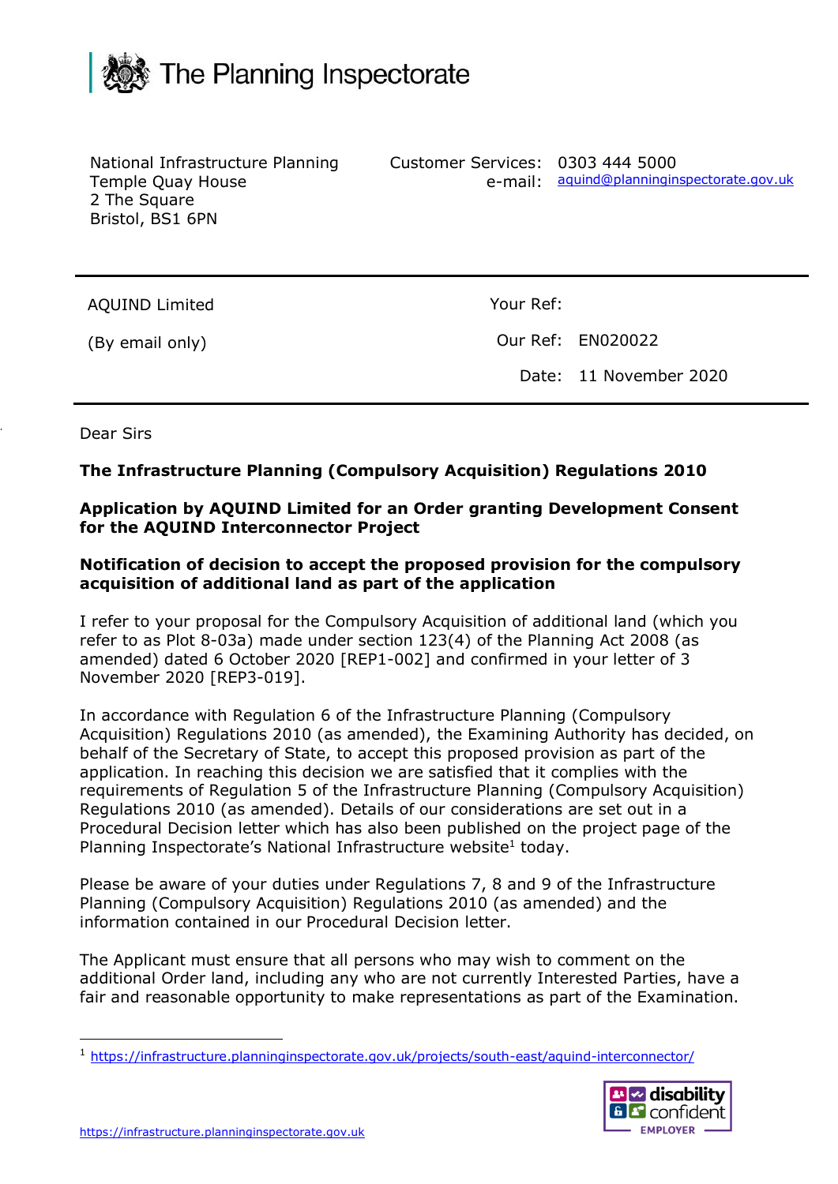# The Planning Inspectorate

National Infrastructure Planning
Temple Quay House
2 The Square
Bristol, BS1 6PN

Customer Services: 0303 444 5000
e-mail: aquind@planninginspectorate.gov.uk

AQUIND Limited

(By email only)

Your Ref:

Our Ref: EN020022

Date: 11 November 2020

Dear Sirs

**The Infrastructure Planning (Compulsory Acquisition) Regulations 2010**

**Application by AQUIND Limited for an Order granting Development Consent for the AQUIND Interconnector Project**

**Notification of decision to accept the proposed provision for the compulsory acquisition of additional land as part of the application**

I refer to your proposal for the Compulsory Acquisition of additional land (which you refer to as Plot 8-03a) made under section 123(4) of the Planning Act 2008 (as amended) dated 6 October 2020 [REP1-002] and confirmed in your letter of 3 November 2020 [REP3-019].

In accordance with Regulation 6 of the Infrastructure Planning (Compulsory Acquisition) Regulations 2010 (as amended), the Examining Authority has decided, on behalf of the Secretary of State, to accept this proposed provision as part of the application. In reaching this decision we are satisfied that it complies with the requirements of Regulation 5 of the Infrastructure Planning (Compulsory Acquisition) Regulations 2010 (as amended). Details of our considerations are set out in a Procedural Decision letter which has also been published on the project page of the Planning Inspectorate's National Infrastructure website[1] today.

Please be aware of your duties under Regulations 7, 8 and 9 of the Infrastructure Planning (Compulsory Acquisition) Regulations 2010 (as amended) and the information contained in our Procedural Decision letter.

The Applicant must ensure that all persons who may wish to comment on the additional Order land, including any who are not currently Interested Parties, have a fair and reasonable opportunity to make representations as part of the Examination.

[1] https://infrastructure.planninginspectorate.gov.uk/projects/south-east/aquind-interconnector/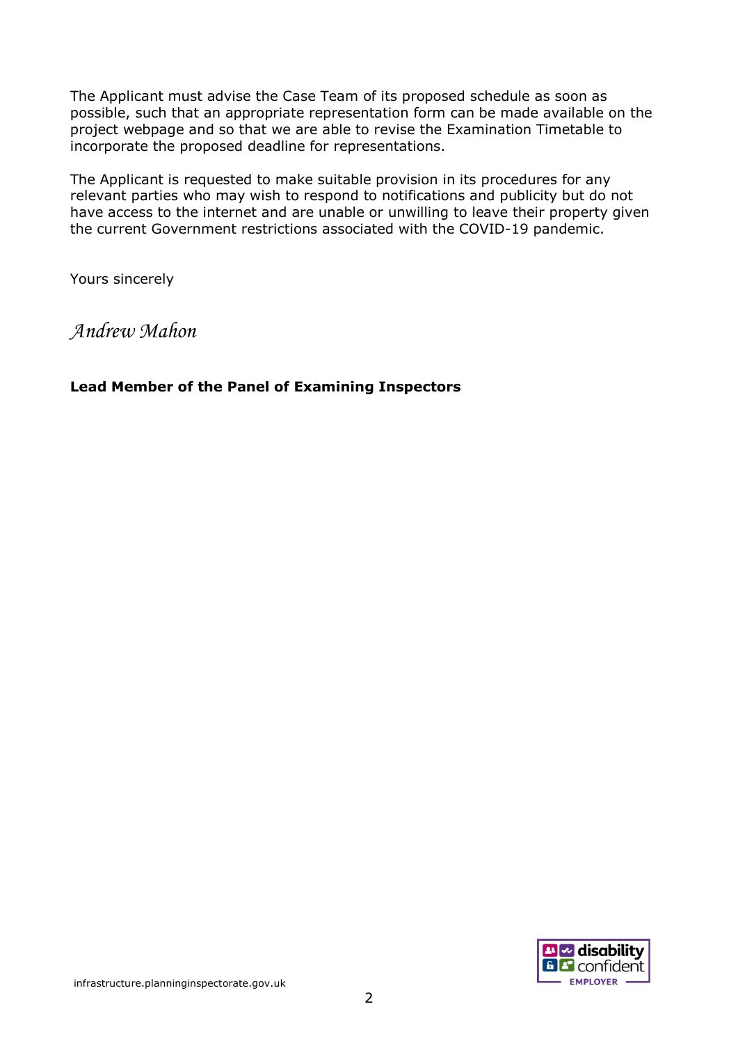The Applicant must advise the Case Team of its proposed schedule as soon as possible, such that an appropriate representation form can be made available on the project webpage and so that we are able to revise the Examination Timetable to incorporate the proposed deadline for representations.

The Applicant is requested to make suitable provision in its procedures for any relevant parties who may wish to respond to notifications and publicity but do not have access to the internet and are unable or unwilling to leave their property given the current Government restrictions associated with the COVID-19 pandemic.

Yours sincerely

*Andrew Mahon*

**Lead Member of the Panel of Examining Inspectors**

infrastructure.planninginspectorate.gov.uk